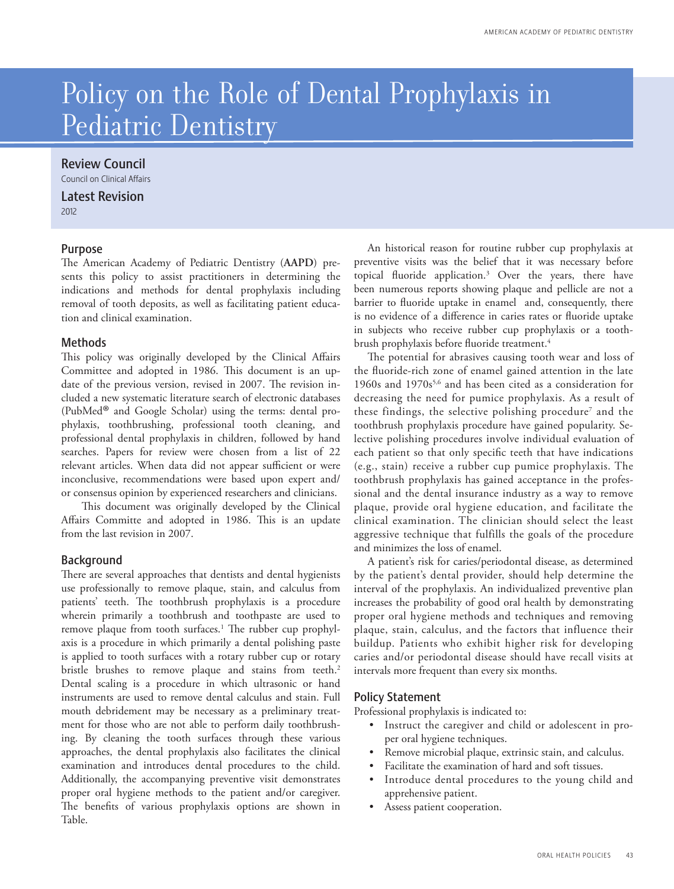# Policy on the Role of Dental Prophylaxis in Pediatric Dentistry

### Review Council

Council on Clinical Affairs

### Latest Revision

2012

## Purpose

The American Academy of Pediatric Dentistry (**AAPD**) presents this policy to assist practitioners in determining the indications and methods for dental prophylaxis including removal of tooth deposits, as well as facilitating patient education and clinical examination.

## Methods

This policy was originally developed by the Clinical Affairs Committee and adopted in 1986. This document is an update of the previous version, revised in 2007. The revision included a new systematic literature search of electronic databases (PubMed® and Google Scholar) using the terms: dental prophylaxis, toothbrushing, professional tooth cleaning, and professional dental prophylaxis in children, followed by hand searches. Papers for review were chosen from a list of 22 relevant articles. When data did not appear sufficient or were inconclusive, recommendations were based upon expert and/or consensus opinion by experienced researchers and clinicians.

This document was originally developed by the Clinical Affairs Committe and adopted in 1986. This is an update from the last revision in 2007.

## Background

There are several approaches that dentists and dental hygienists use professionally to remove plaque, stain, and calculus from patients' teeth. The toothbrush prophylaxis is a procedure wherein primarily a toothbrush and toothpaste are used to remove plaque from tooth surfaces.[1] The rubber cup prophylaxis is a procedure in which primarily a dental polishing paste is applied to tooth surfaces with a rotary rubber cup or rotary bristle brushes to remove plaque and stains from teeth.[2] Dental scaling is a procedure in which ultrasonic or hand instruments are used to remove dental calculus and stain. Full mouth debridement may be necessary as a preliminary treatment for those who are not able to perform daily toothbrushing. By cleaning the tooth surfaces through these various approaches, the dental prophylaxis also facilitates the clinical examination and introduces dental procedures to the child. Additionally, the accompanying preventive visit demonstrates proper oral hygiene methods to the patient and/or caregiver. The benefits of various prophylaxis options are shown in Table.

An historical reason for routine rubber cup prophylaxis at preventive visits was the belief that it was necessary before topical fluoride application.[3] Over the years, there have been numerous reports showing plaque and pellicle are not a barrier to fluoride uptake in enamel and, consequently, there is no evidence of a difference in caries rates or fluoride uptake in subjects who receive rubber cup prophylaxis or a toothbrush prophylaxis before fluoride treatment.[4]

The potential for abrasives causing tooth wear and loss of the fluoride-rich zone of enamel gained attention in the late 1960s and 1970s[5,6] and has been cited as a consideration for decreasing the need for pumice prophylaxis. As a result of these findings, the selective polishing procedure[7] and the toothbrush prophylaxis procedure have gained popularity. Selective polishing procedures involve individual evaluation of each patient so that only specific teeth that have indications (e.g., stain) receive a rubber cup pumice prophylaxis. The toothbrush prophylaxis has gained acceptance in the professional and the dental insurance industry as a way to remove plaque, provide oral hygiene education, and facilitate the clinical examination. The clinician should select the least aggressive technique that fulfills the goals of the procedure and minimizes the loss of enamel.

A patient's risk for caries/periodontal disease, as determined by the patient's dental provider, should help determine the interval of the prophylaxis. An individualized preventive plan increases the probability of good oral health by demonstrating proper oral hygiene methods and techniques and removing plaque, stain, calculus, and the factors that influence their buildup. Patients who exhibit higher risk for developing caries and/or periodontal disease should have recall visits at intervals more frequent than every six months.

## Policy Statement

Professional prophylaxis is indicated to:

- Instruct the caregiver and child or adolescent in proper oral hygiene techniques.
- Remove microbial plaque, extrinsic stain, and calculus.
- Facilitate the examination of hard and soft tissues.
- Introduce dental procedures to the young child and apprehensive patient.
- Assess patient cooperation.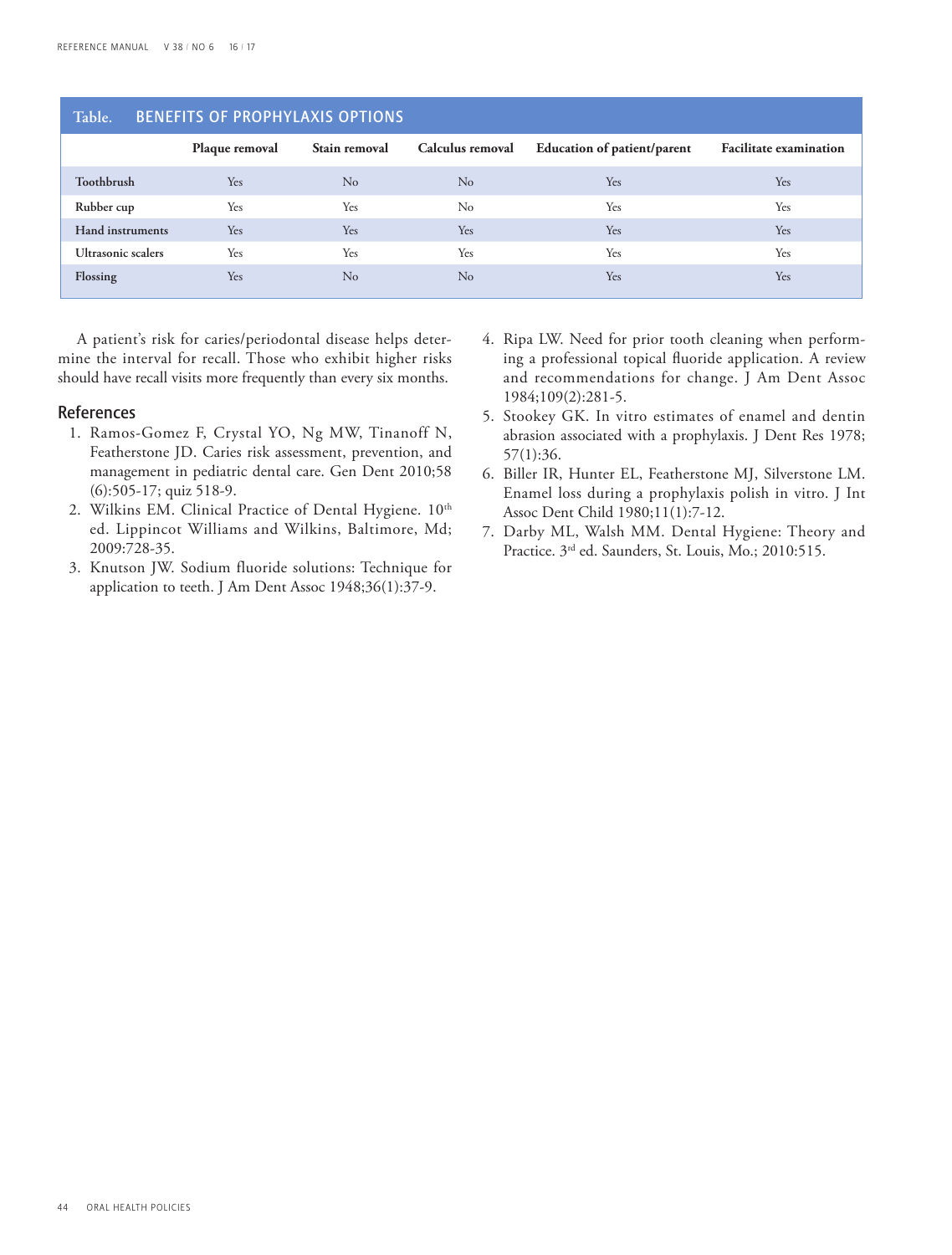**Table. BENEFITS OF PROPHYLAXIS OPTIONS**

| | Plaque removal | Stain removal | Calculus removal | Education of patient/parent | Facilitate examination |
|---|---|---|---|---|---|
| Toothbrush | Yes | No | No | Yes | Yes |
| Rubber cup | Yes | Yes | No | Yes | Yes |
| Hand instruments | Yes | Yes | Yes | Yes | Yes |
| Ultrasonic scalers | Yes | Yes | Yes | Yes | Yes |
| Flossing | Yes | No | No | Yes | Yes |

A patient's risk for caries/periodontal disease helps determine the interval for recall. Those who exhibit higher risks should have recall visits more frequently than every six months.

## References

1. Ramos-Gomez F, Crystal YO, Ng MW, Tinanoff N, Featherstone JD. Caries risk assessment, prevention, and management in pediatric dental care. Gen Dent 2010;58 (6):505-17; quiz 518-9.
2. Wilkins EM. Clinical Practice of Dental Hygiene. 10th ed. Lippincot Williams and Wilkins, Baltimore, Md; 2009:728-35.
3. Knutson JW. Sodium fluoride solutions: Technique for application to teeth. J Am Dent Assoc 1948;36(1):37-9.
4. Ripa LW. Need for prior tooth cleaning when performing a professional topical fluoride application. A review and recommendations for change. J Am Dent Assoc 1984;109(2):281-5.
5. Stookey GK. In vitro estimates of enamel and dentin abrasion associated with a prophylaxis. J Dent Res 1978; 57(1):36.
6. Biller IR, Hunter EL, Featherstone MJ, Silverstone LM. Enamel loss during a prophylaxis polish in vitro. J Int Assoc Dent Child 1980;11(1):7-12.
7. Darby ML, Walsh MM. Dental Hygiene: Theory and Practice. 3rd ed. Saunders, St. Louis, Mo.; 2010:515.